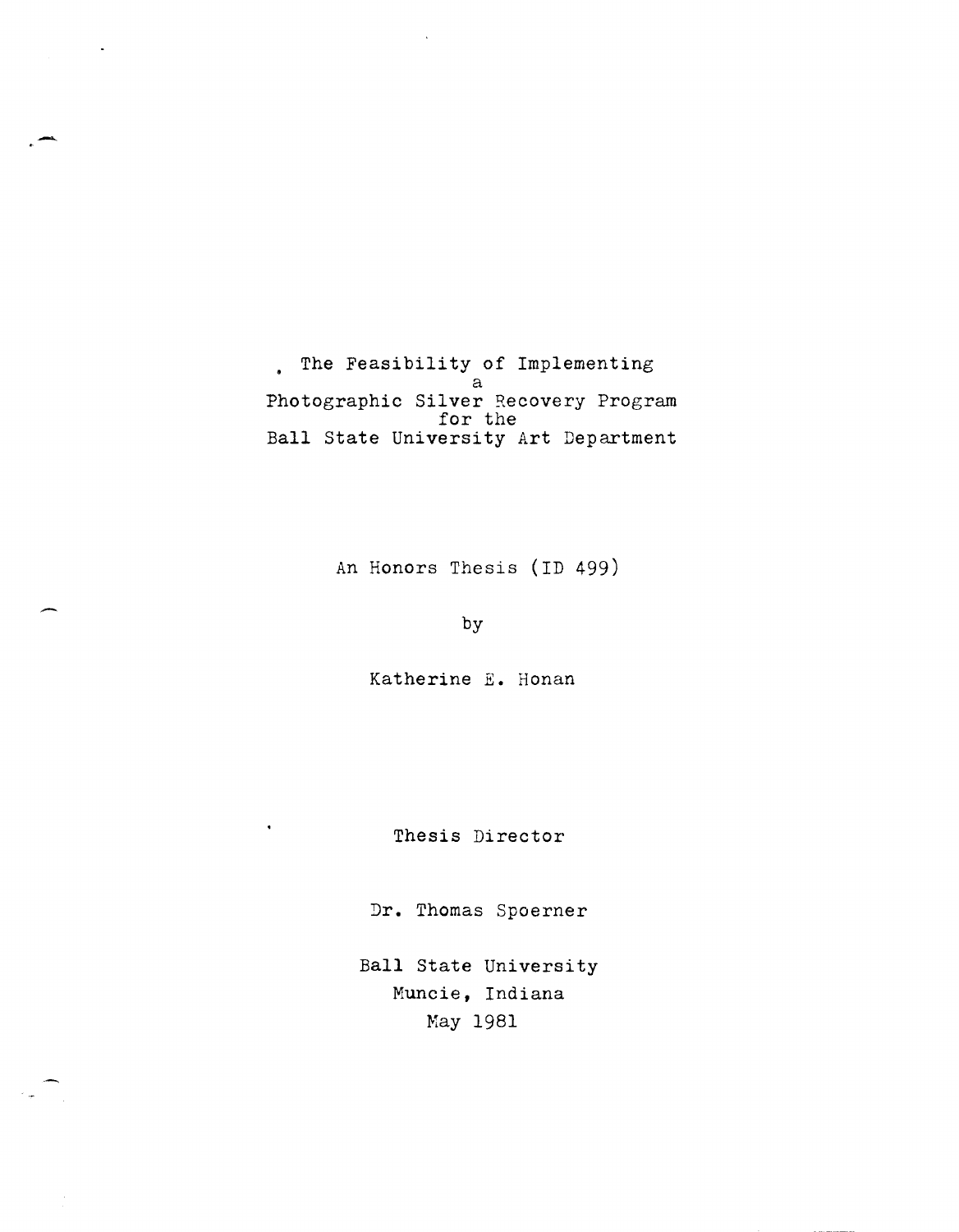# The Feasibility of Implementing a Photographic Silver Recovery Program for the Ball State University Art Department

An Honors Thesis (ID 499)

by

Katherine E. Honan

Thesis Director

Dr. Thomas Spoerner

Ball State University

Muncie, Indiana

May 1981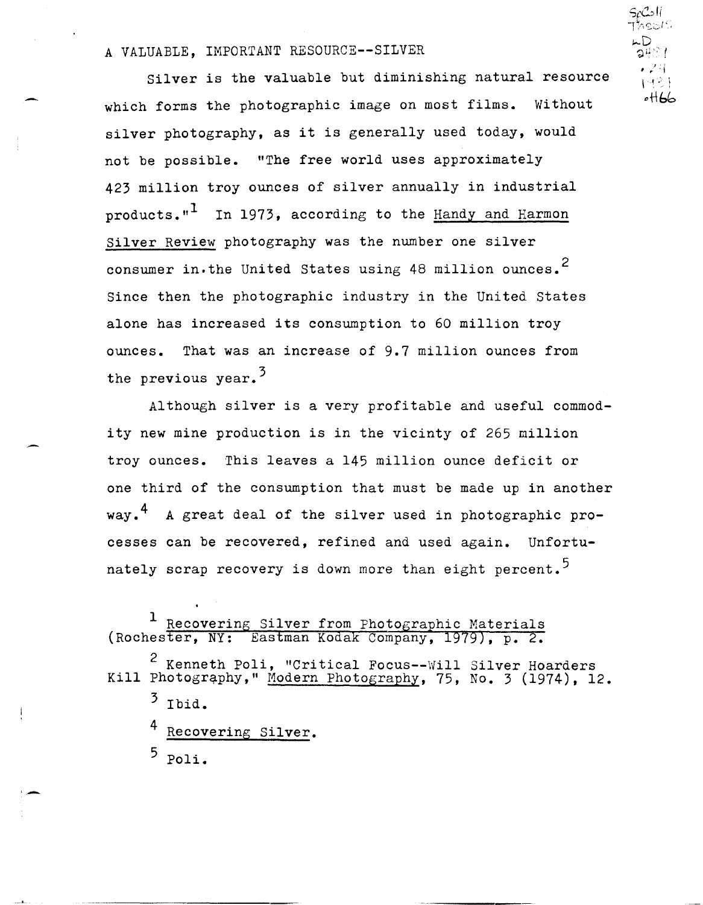## A VALUABLE, IMPORTANT RESOURCE--SILVER

Silver is the valuable but diminishing natural resource which forms the photographic image on most films. Without silver photography, as it is generally used today, would not be possible. "The free world uses approximately 423 million troy ounces of silver annually in industrial products."[1] In 1973, according to the Handy and Harmon Silver Review photography was the number one silver consumer in the United States using 48 million ounces.[2] Since then the photographic industry in the United States alone has increased its consumption to 60 million troy ounces. That was an increase of 9.7 million ounces from the previous year.[3]

Although silver is a very profitable and useful commodity new mine production is in the vicinty of 265 million troy ounces. This leaves a 145 million ounce deficit or one third of the consumption that must be made up in another way.[4] A great deal of the silver used in photographic processes can be recovered, refined and used again. Unfortunately scrap recovery is down more than eight percent.[5]

[1] Recovering Silver from Photographic Materials (Rochester, NY: Eastman Kodak Company, 1979), p. 2.

[2] Kenneth Poli, "Critical Focus--Will Silver Hoarders Kill Photography," Modern Photography, 75, No. 3 (1974), 12.

[3] Ibid.

[4] Recovering Silver.

[5] Poli.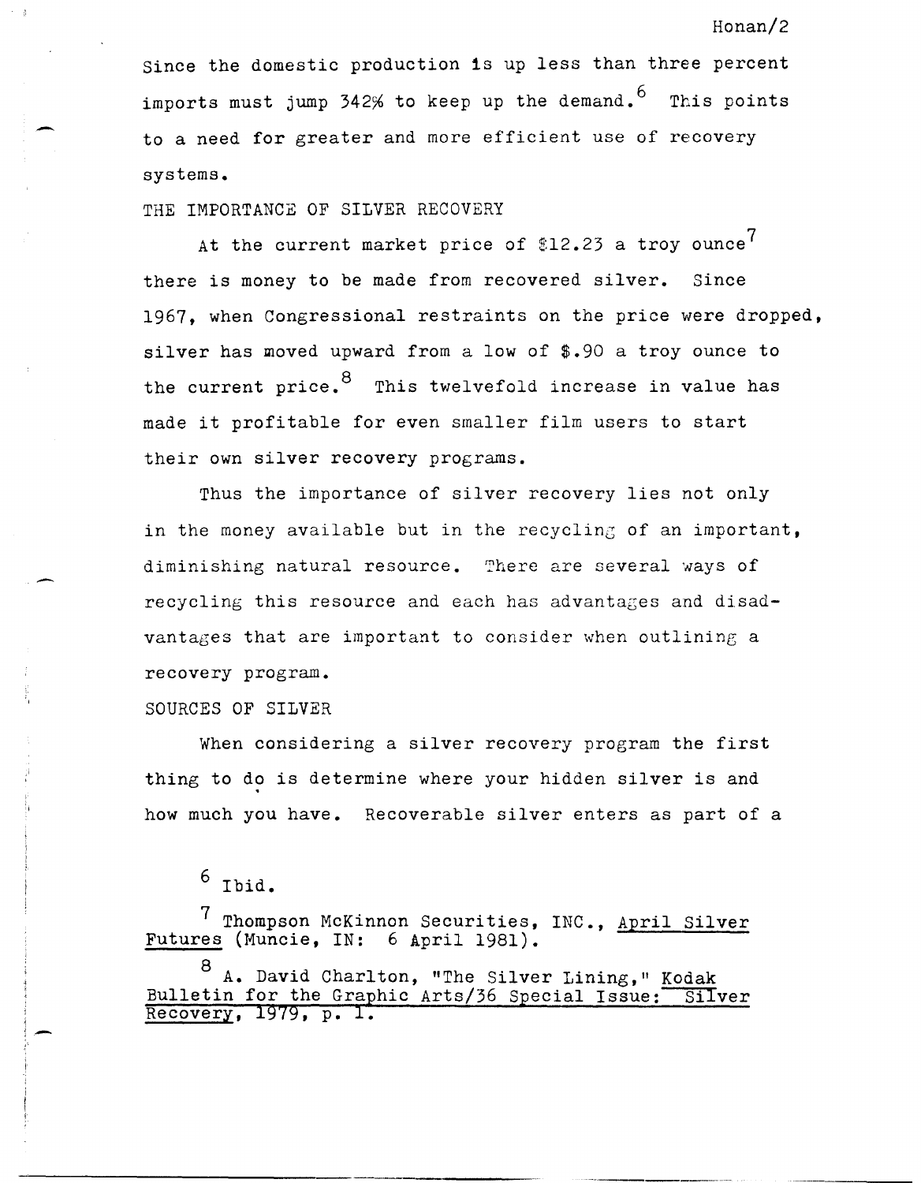Since the domestic production is up less than three percent imports must jump 342% to keep up the demand.[6] This points to a need for greater and more efficient use of recovery systems.

## THE IMPORTANCE OF SILVER RECOVERY

At the current market price of $12.23 a troy ounce[7] there is money to be made from recovered silver. Since 1967, when Congressional restraints on the price were dropped, silver has moved upward from a low of $.90 a troy ounce to the current price.[8] This twelvefold increase in value has made it profitable for even smaller film users to start their own silver recovery programs.

Thus the importance of silver recovery lies not only in the money available but in the recycling of an important, diminishing natural resource. There are several ways of recycling this resource and each has advantages and disadvantages that are important to consider when outlining a recovery program.

## SOURCES OF SILVER

When considering a silver recovery program the first thing to do is determine where your hidden silver is and how much you have. Recoverable silver enters as part of a

---

[6] Ibid.

[7] Thompson McKinnon Securities, INC., _April Silver Futures_ (Muncie, IN: 6 April 1981).

[8] A. David Charlton, "The Silver Lining," _Kodak Bulletin for the Graphic Arts/36 Special Issue: Silver Recovery_, 1979, p. 1.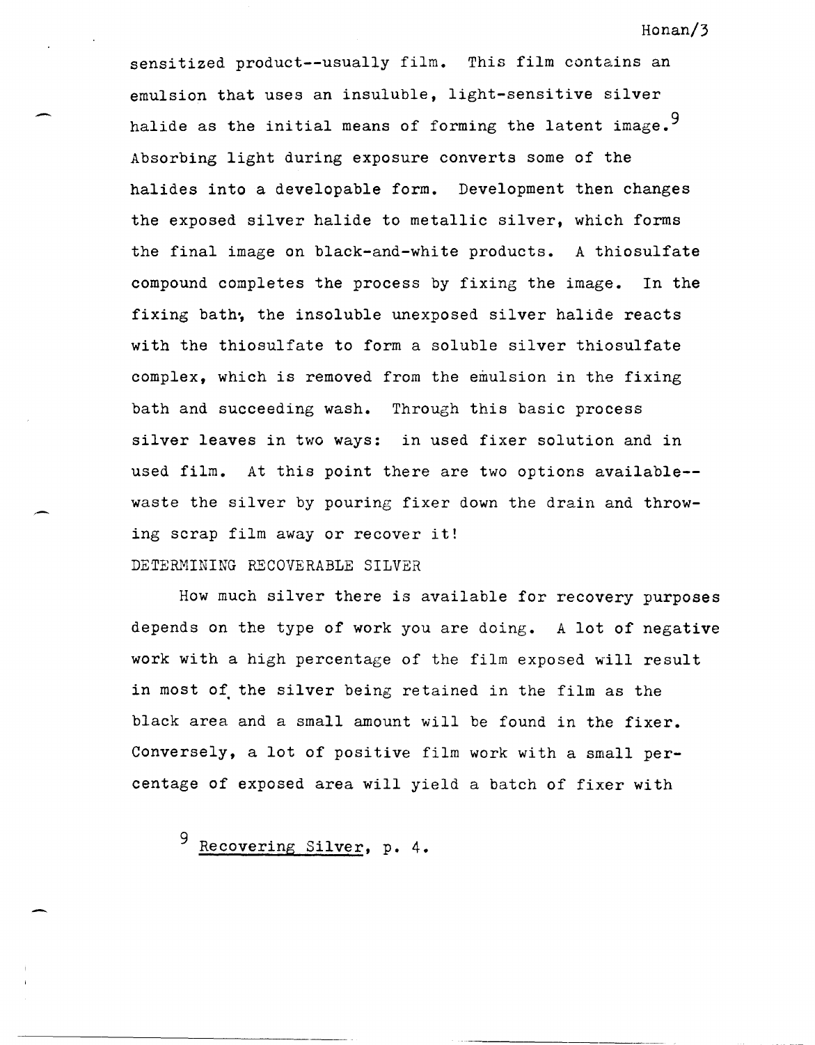sensitized product--usually film. This film contains an emulsion that uses an insuluble, light-sensitive silver halide as the initial means of forming the latent image.[9] Absorbing light during exposure converts some of the halides into a developable form. Development then changes the exposed silver halide to metallic silver, which forms the final image on black-and-white products. A thiosulfate compound completes the process by fixing the image. In the fixing bath, the insoluble unexposed silver halide reacts with the thiosulfate to form a soluble silver thiosulfate complex, which is removed from the emulsion in the fixing bath and succeeding wash. Through this basic process silver leaves in two ways: in used fixer solution and in used film. At this point there are two options available--waste the silver by pouring fixer down the drain and throwing scrap film away or recover it!

## DETERMINING RECOVERABLE SILVER

How much silver there is available for recovery purposes depends on the type of work you are doing. A lot of negative work with a high percentage of the film exposed will result in most of the silver being retained in the film as the black area and a small amount will be found in the fixer. Conversely, a lot of positive film work with a small percentage of exposed area will yield a batch of fixer with

[9] Recovering Silver, p. 4.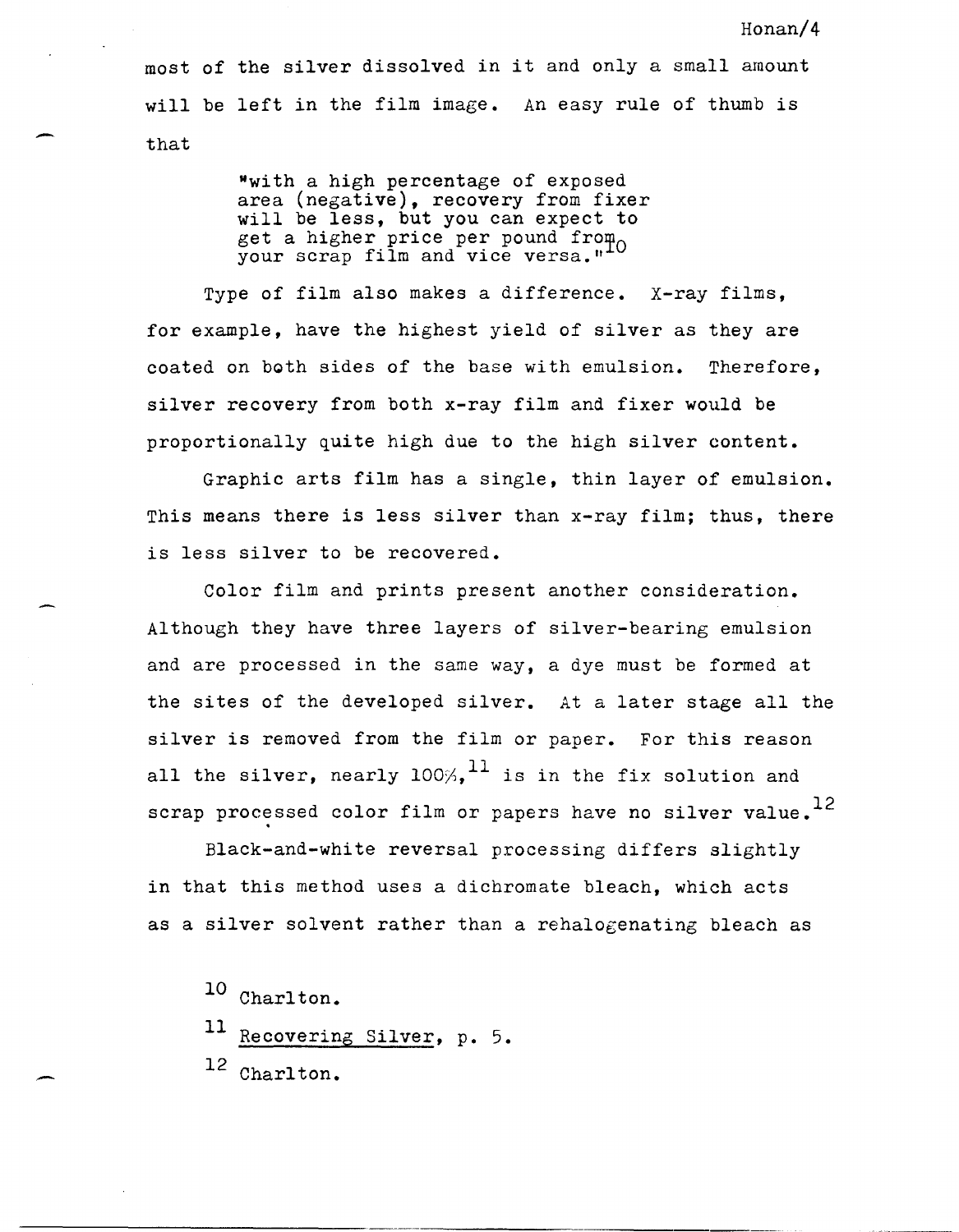most of the silver dissolved in it and only a small amount will be left in the film image. An easy rule of thumb is that

> "with a high percentage of exposed area (negative), recovery from fixer will be less, but you can expect to get a higher price per pound from your scrap film and vice versa."[10]

Type of film also makes a difference. X-ray films, for example, have the highest yield of silver as they are coated on both sides of the base with emulsion. Therefore, silver recovery from both x-ray film and fixer would be proportionally quite high due to the high silver content.

Graphic arts film has a single, thin layer of emulsion. This means there is less silver than x-ray film; thus, there is less silver to be recovered.

Color film and prints present another consideration. Although they have three layers of silver-bearing emulsion and are processed in the same way, a dye must be formed at the sites of the developed silver. At a later stage all the silver is removed from the film or paper. For this reason all the silver, nearly 100%,[11] is in the fix solution and scrap processed color film or papers have no silver value.[12]

Black-and-white reversal processing differs slightly in that this method uses a dichromate bleach, which acts as a silver solvent rather than a rehalogenating bleach as

[10] Charlton.

[11] Recovering Silver, p. 5.

[12] Charlton.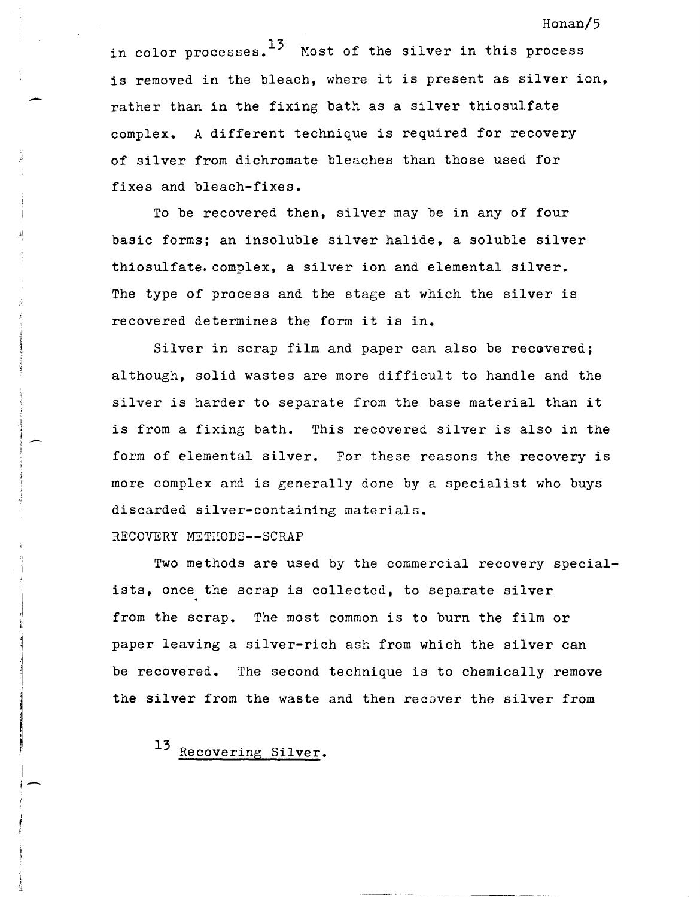in color processes.[13] Most of the silver in this process is removed in the bleach, where it is present as silver ion, rather than in the fixing bath as a silver thiosulfate complex. A different technique is required for recovery of silver from dichromate bleaches than those used for fixes and bleach-fixes.

To be recovered then, silver may be in any of four basic forms; an insoluble silver halide, a soluble silver thiosulfate complex, a silver ion and elemental silver. The type of process and the stage at which the silver is recovered determines the form it is in.

Silver in scrap film and paper can also be recovered; although, solid wastes are more difficult to handle and the silver is harder to separate from the base material than it is from a fixing bath. This recovered silver is also in the form of elemental silver. For these reasons the recovery is more complex and is generally done by a specialist who buys discarded silver-containing materials.

## RECOVERY METHODS--SCRAP

Two methods are used by the commercial recovery specialists, once the scrap is collected, to separate silver from the scrap. The most common is to burn the film or paper leaving a silver-rich ash from which the silver can be recovered. The second technique is to chemically remove the silver from the waste and then recover the silver from

[13] *Recovering Silver.*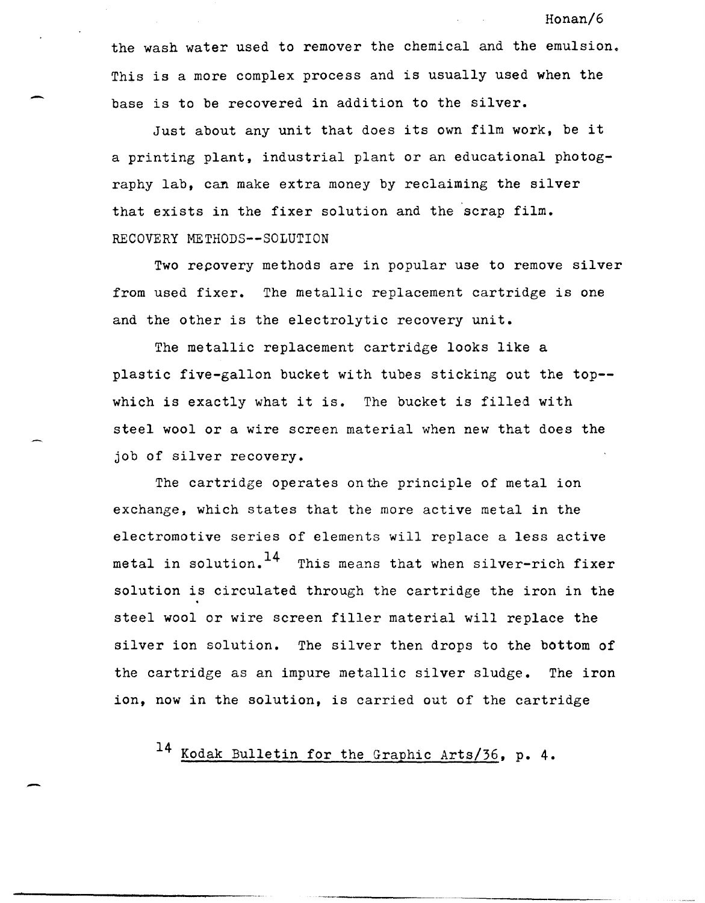the wash water used to remover the chemical and the emulsion. This is a more complex process and is usually used when the base is to be recovered in addition to the silver.

Just about any unit that does its own film work, be it a printing plant, industrial plant or an educational photography lab, can make extra money by reclaiming the silver that exists in the fixer solution and the scrap film.

## RECOVERY METHODS--SOLUTION

Two recovery methods are in popular use to remove silver from used fixer. The metallic replacement cartridge is one and the other is the electrolytic recovery unit.

The metallic replacement cartridge looks like a plastic five-gallon bucket with tubes sticking out the top--which is exactly what it is. The bucket is filled with steel wool or a wire screen material when new that does the job of silver recovery.

The cartridge operates on the principle of metal ion exchange, which states that the more active metal in the electromotive series of elements will replace a less active metal in solution.[14] This means that when silver-rich fixer solution is circulated through the cartridge the iron in the steel wool or wire screen filler material will replace the silver ion solution. The silver then drops to the bottom of the cartridge as an impure metallic silver sludge. The iron ion, now in the solution, is carried out of the cartridge

[14] Kodak Bulletin for the Graphic Arts/36, p. 4.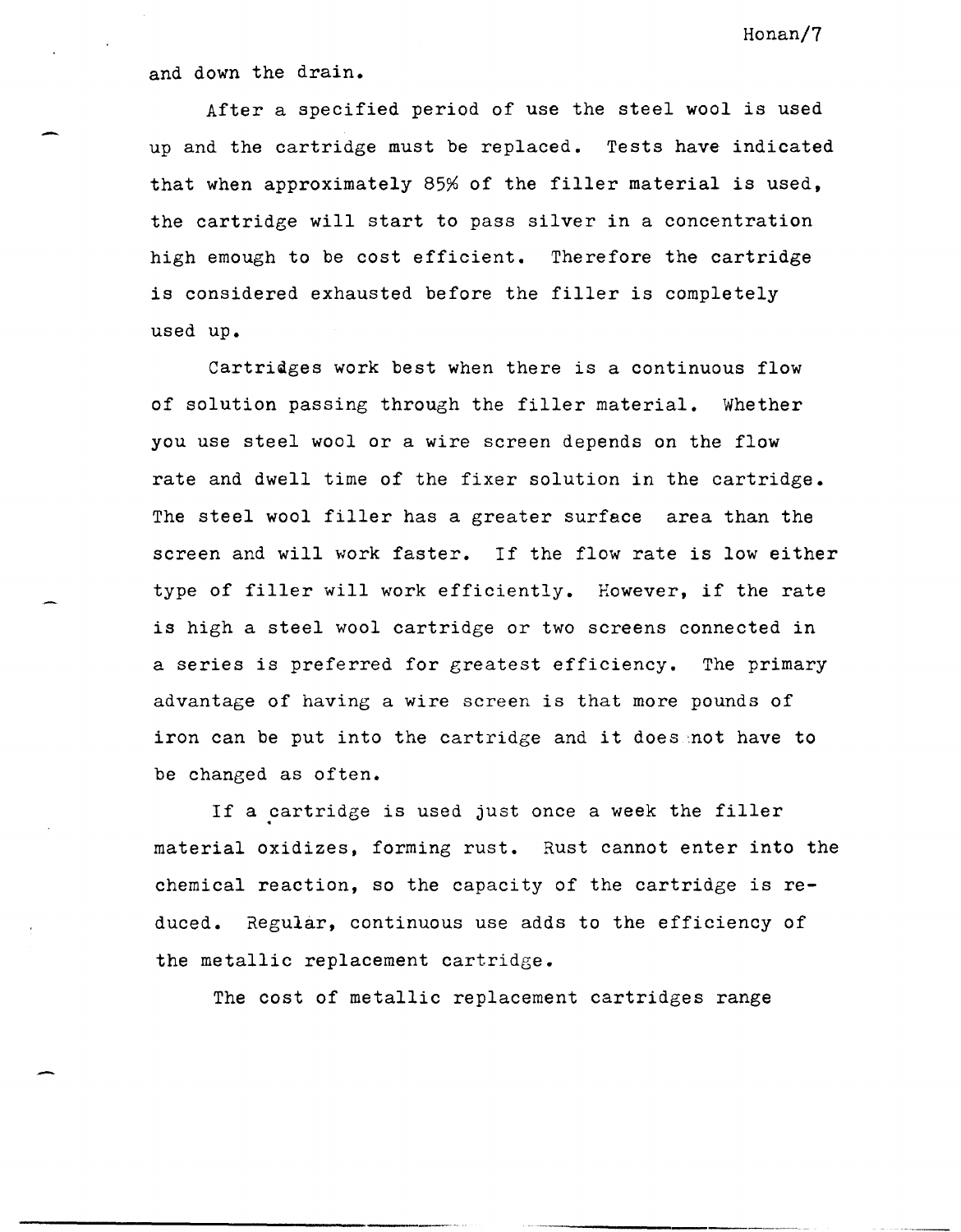and down the drain.

After a specified period of use the steel wool is used up and the cartridge must be replaced. Tests have indicated that when approximately 85% of the filler material is used, the cartridge will start to pass silver in a concentration high emough to be cost efficient. Therefore the cartridge is considered exhausted before the filler is completely used up.

Cartridges work best when there is a continuous flow of solution passing through the filler material. Whether you use steel wool or a wire screen depends on the flow rate and dwell time of the fixer solution in the cartridge. The steel wool filler has a greater surface area than the screen and will work faster. If the flow rate is low either type of filler will work efficiently. However, if the rate is high a steel wool cartridge or two screens connected in a series is preferred for greatest efficiency. The primary advantage of having a wire screen is that more pounds of iron can be put into the cartridge and it does not have to be changed as often.

If a cartridge is used just once a week the filler material oxidizes, forming rust. Rust cannot enter into the chemical reaction, so the capacity of the cartridge is reduced. Regular, continuous use adds to the efficiency of the metallic replacement cartridge.

The cost of metallic replacement cartridges range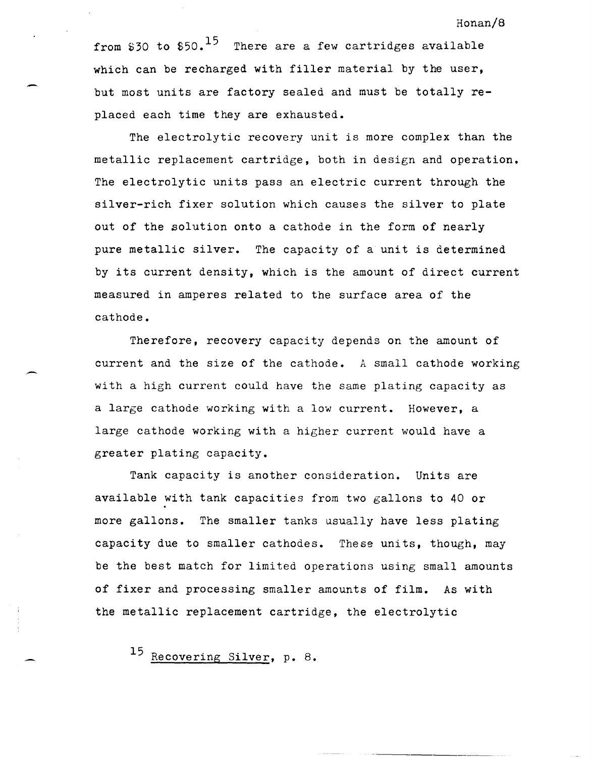from $30 to $50.[15] There are a few cartridges available which can be recharged with filler material by the user, but most units are factory sealed and must be totally replaced each time they are exhausted.

The electrolytic recovery unit is more complex than the metallic replacement cartridge, both in design and operation. The electrolytic units pass an electric current through the silver-rich fixer solution which causes the silver to plate out of the solution onto a cathode in the form of nearly pure metallic silver. The capacity of a unit is determined by its current density, which is the amount of direct current measured in amperes related to the surface area of the cathode.

Therefore, recovery capacity depends on the amount of current and the size of the cathode. A small cathode working with a high current could have the same plating capacity as a large cathode working with a low current. However, a large cathode working with a higher current would have a greater plating capacity.

Tank capacity is another consideration. Units are available with tank capacities from two gallons to 40 or more gallons. The smaller tanks usually have less plating capacity due to smaller cathodes. These units, though, may be the best match for limited operations using small amounts of fixer and processing smaller amounts of film. As with the metallic replacement cartridge, the electrolytic

[15] Recovering Silver, p. 8.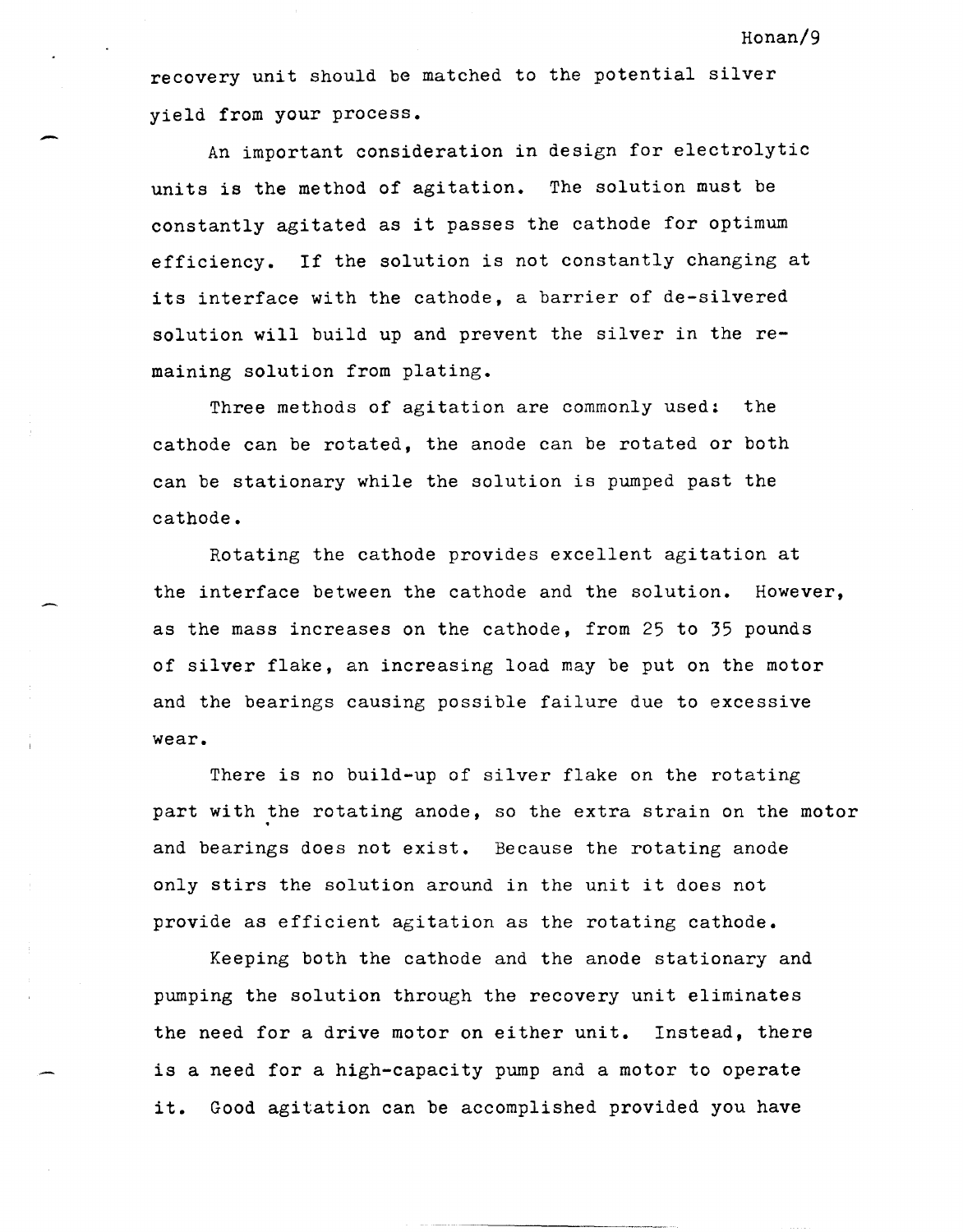recovery unit should be matched to the potential silver yield from your process.

An important consideration in design for electrolytic units is the method of agitation. The solution must be constantly agitated as it passes the cathode for optimum efficiency. If the solution is not constantly changing at its interface with the cathode, a barrier of de-silvered solution will build up and prevent the silver in the remaining solution from plating.

Three methods of agitation are commonly used: the cathode can be rotated, the anode can be rotated or both can be stationary while the solution is pumped past the cathode.

Rotating the cathode provides excellent agitation at the interface between the cathode and the solution. However, as the mass increases on the cathode, from 25 to 35 pounds of silver flake, an increasing load may be put on the motor and the bearings causing possible failure due to excessive wear.

There is no build-up of silver flake on the rotating part with the rotating anode, so the extra strain on the motor and bearings does not exist. Because the rotating anode only stirs the solution around in the unit it does not provide as efficient agitation as the rotating cathode.

Keeping both the cathode and the anode stationary and pumping the solution through the recovery unit eliminates the need for a drive motor on either unit. Instead, there is a need for a high-capacity pump and a motor to operate it. Good agitation can be accomplished provided you have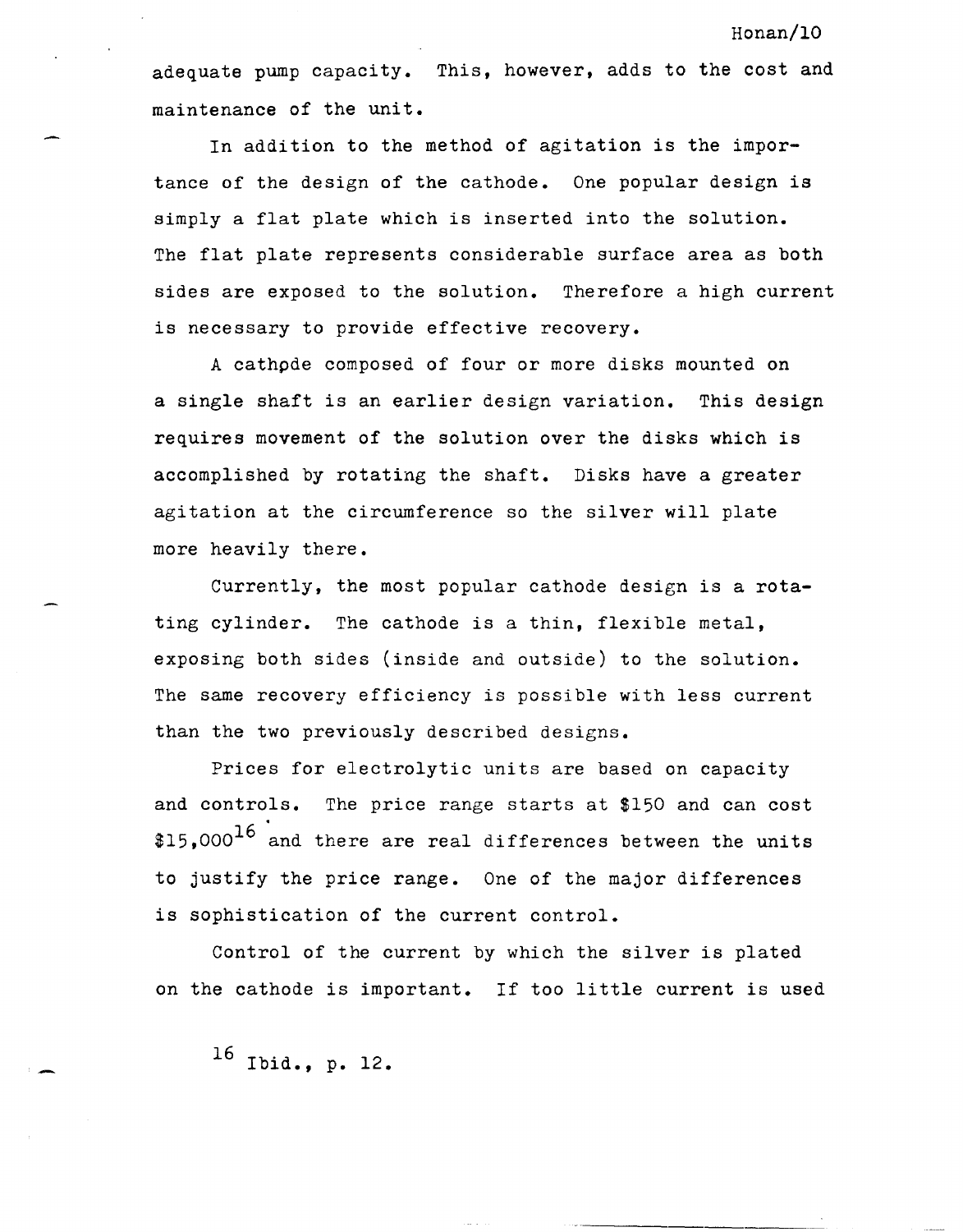adequate pump capacity. This, however, adds to the cost and maintenance of the unit.

In addition to the method of agitation is the importance of the design of the cathode. One popular design is simply a flat plate which is inserted into the solution. The flat plate represents considerable surface area as both sides are exposed to the solution. Therefore a high current is necessary to provide effective recovery.

A cathode composed of four or more disks mounted on a single shaft is an earlier design variation. This design requires movement of the solution over the disks which is accomplished by rotating the shaft. Disks have a greater agitation at the circumference so the silver will plate more heavily there.

Currently, the most popular cathode design is a rotating cylinder. The cathode is a thin, flexible metal, exposing both sides (inside and outside) to the solution. The same recovery efficiency is possible with less current than the two previously described designs.

Prices for electrolytic units are based on capacity and controls. The price range starts at $150 and can cost $15,000[16] and there are real differences between the units to justify the price range. One of the major differences is sophistication of the current control.

Control of the current by which the silver is plated on the cathode is important. If too little current is used

[16] Ibid., p. 12.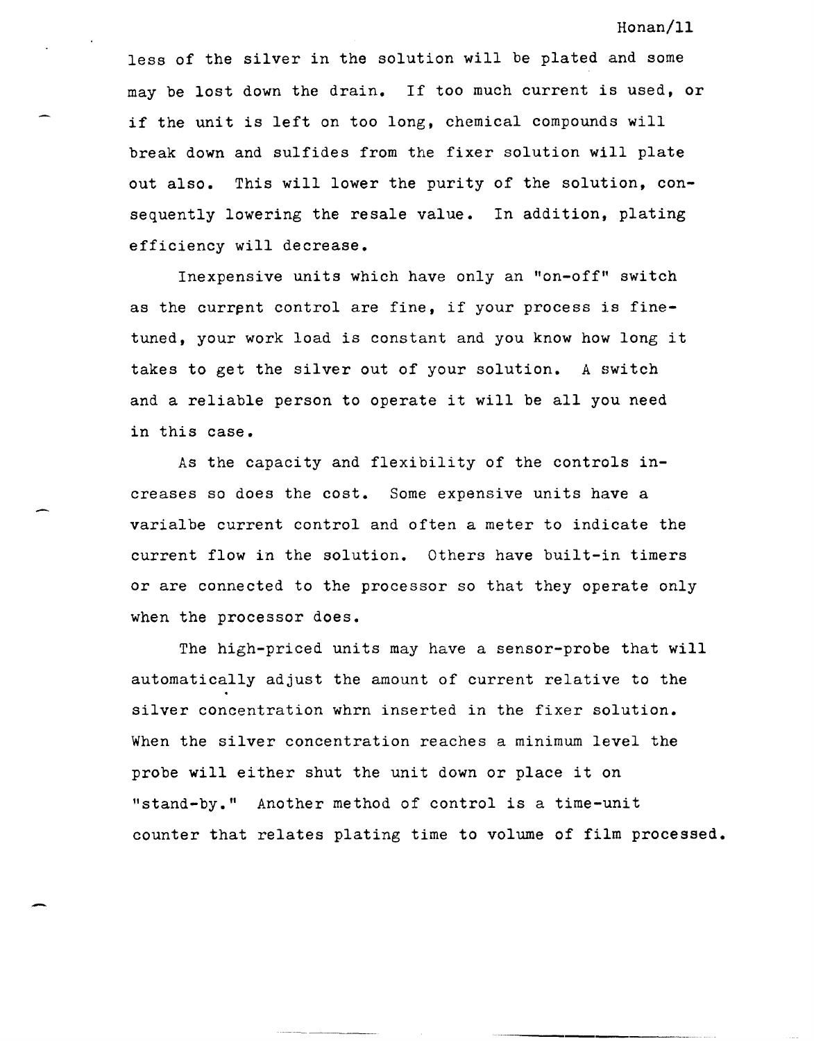less of the silver in the solution will be plated and some may be lost down the drain. If too much current is used, or if the unit is left on too long, chemical compounds will break down and sulfides from the fixer solution will plate out also. This will lower the purity of the solution, consequently lowering the resale value. In addition, plating efficiency will decrease.

Inexpensive units which have only an "on-off" switch as the current control are fine, if your process is fine-tuned, your work load is constant and you know how long it takes to get the silver out of your solution. A switch and a reliable person to operate it will be all you need in this case.

As the capacity and flexibility of the controls increases so does the cost. Some expensive units have a varialbe current control and often a meter to indicate the current flow in the solution. Others have built-in timers or are connected to the processor so that they operate only when the processor does.

The high-priced units may have a sensor-probe that will automatically adjust the amount of current relative to the silver concentration whrn inserted in the fixer solution. When the silver concentration reaches a minimum level the probe will either shut the unit down or place it on "stand-by." Another method of control is a time-unit counter that relates plating time to volume of film processed.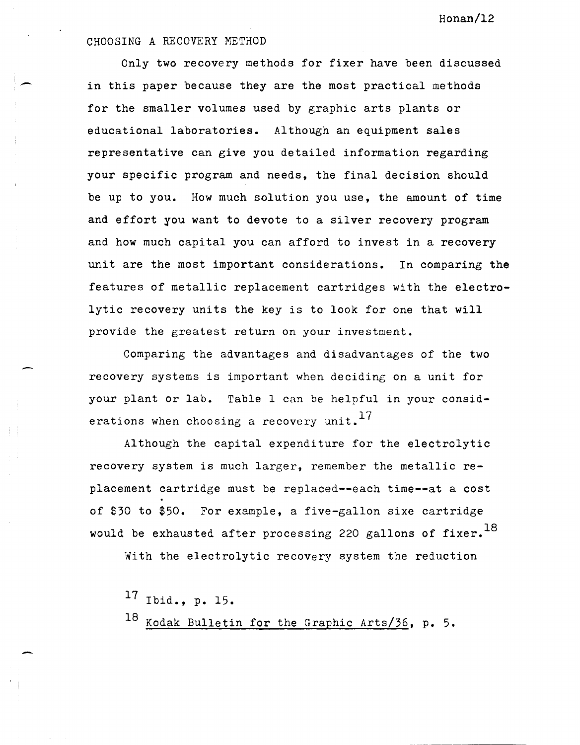## CHOOSING A RECOVERY METHOD

Only two recovery methods for fixer have been discussed in this paper because they are the most practical methods for the smaller volumes used by graphic arts plants or educational laboratories. Although an equipment sales representative can give you detailed information regarding your specific program and needs, the final decision should be up to you. How much solution you use, the amount of time and effort you want to devote to a silver recovery program and how much capital you can afford to invest in a recovery unit are the most important considerations. In comparing the features of metallic replacement cartridges with the electrolytic recovery units the key is to look for one that will provide the greatest return on your investment.

Comparing the advantages and disadvantages of the two recovery systems is important when deciding on a unit for your plant or lab. Table 1 can be helpful in your considerations when choosing a recovery unit.[17]

Although the capital expenditure for the electrolytic recovery system is much larger, remember the metallic replacement cartridge must be replaced--each time--at a cost of \$30 to \$50. For example, a five-gallon sixe cartridge would be exhausted after processing 220 gallons of fixer.[18]

With the electrolytic recovery system the reduction

---

[17] Ibid., p. 15.

[18] Kodak Bulletin for the Graphic Arts/36, p. 5.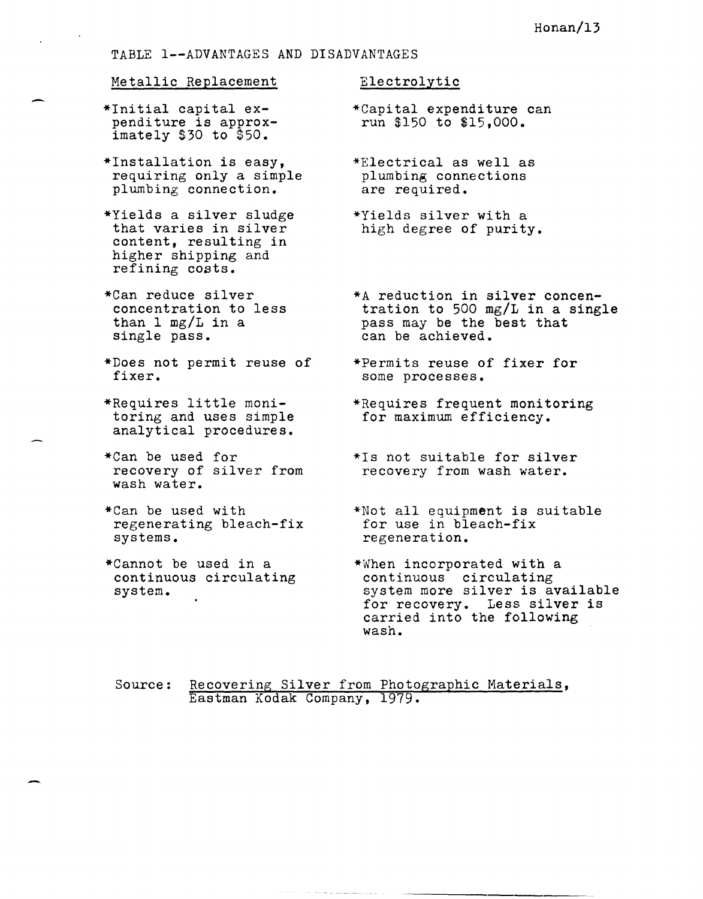TABLE 1--ADVANTAGES AND DISADVANTAGES

| Metallic Replacement | Electrolytic |
|---|---|
| *Initial capital expenditure is approximately $30 to $50. | *Capital expenditure can run $150 to $15,000. |
| *Installation is easy, requiring only a simple plumbing connection. | *Electrical as well as plumbing connections are required. |
| *Yields a silver sludge that varies in silver content, resulting in higher shipping and refining costs. | *Yields silver with a high degree of purity. |
| *Can reduce silver concentration to less than 1 mg/L in a single pass. | *A reduction in silver concentration to 500 mg/L in a single pass may be the best that can be achieved. |
| *Does not permit reuse of fixer. | *Permits reuse of fixer for some processes. |
| *Requires little monitoring and uses simple analytical procedures. | *Requires frequent monitoring for maximum efficiency. |
| *Can be used for recovery of silver from wash water. | *Is not suitable for silver recovery from wash water. |
| *Can be used with regenerating bleach-fix systems. | *Not all equipment is suitable for use in bleach-fix regeneration. |
| *Cannot be used in a continuous circulating system. | *When incorporated with a continuous circulating system more silver is available for recovery. Less silver is carried into the following wash. |

Source: Recovering Silver from Photographic Materials, Eastman Kodak Company, 1979.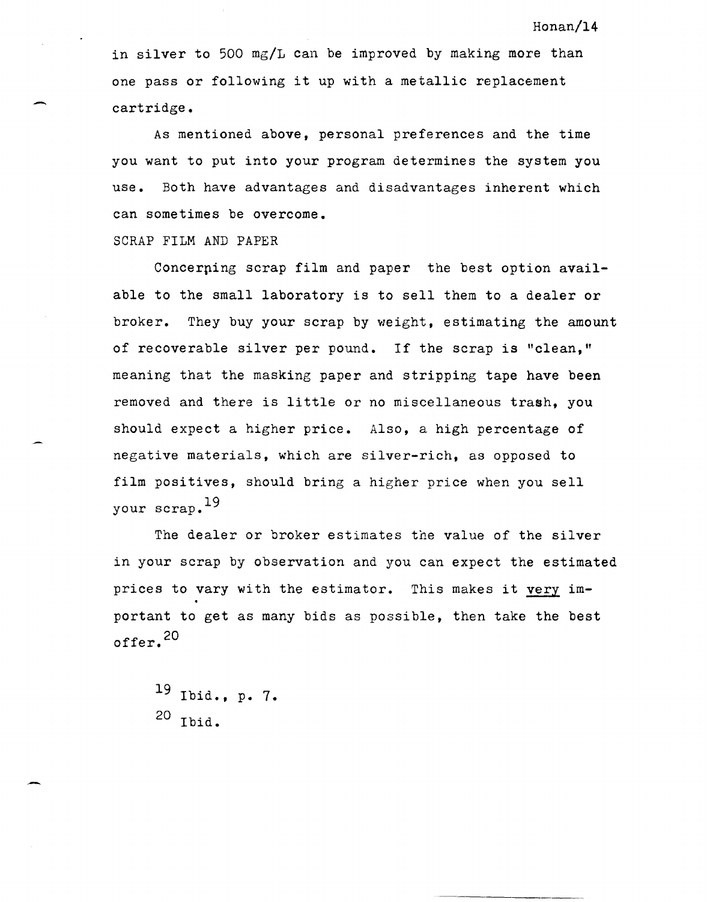in silver to 500 mg/L can be improved by making more than one pass or following it up with a metallic replacement cartridge.

As mentioned above, personal preferences and the time you want to put into your program determines the system you use. Both have advantages and disadvantages inherent which can sometimes be overcome.

## SCRAP FILM AND PAPER

Concerning scrap film and paper the best option available to the small laboratory is to sell them to a dealer or broker. They buy your scrap by weight, estimating the amount of recoverable silver per pound. If the scrap is "clean," meaning that the masking paper and stripping tape have been removed and there is little or no miscellaneous trash, you should expect a higher price. Also, a high percentage of negative materials, which are silver-rich, as opposed to film positives, should bring a higher price when you sell your scrap.[19]

The dealer or broker estimates the value of the silver in your scrap by observation and you can expect the estimated prices to vary with the estimator. This makes it <u>very</u> important to get as many bids as possible, then take the best offer.[20]

[19] Ibid., p. 7.

[20] Ibid.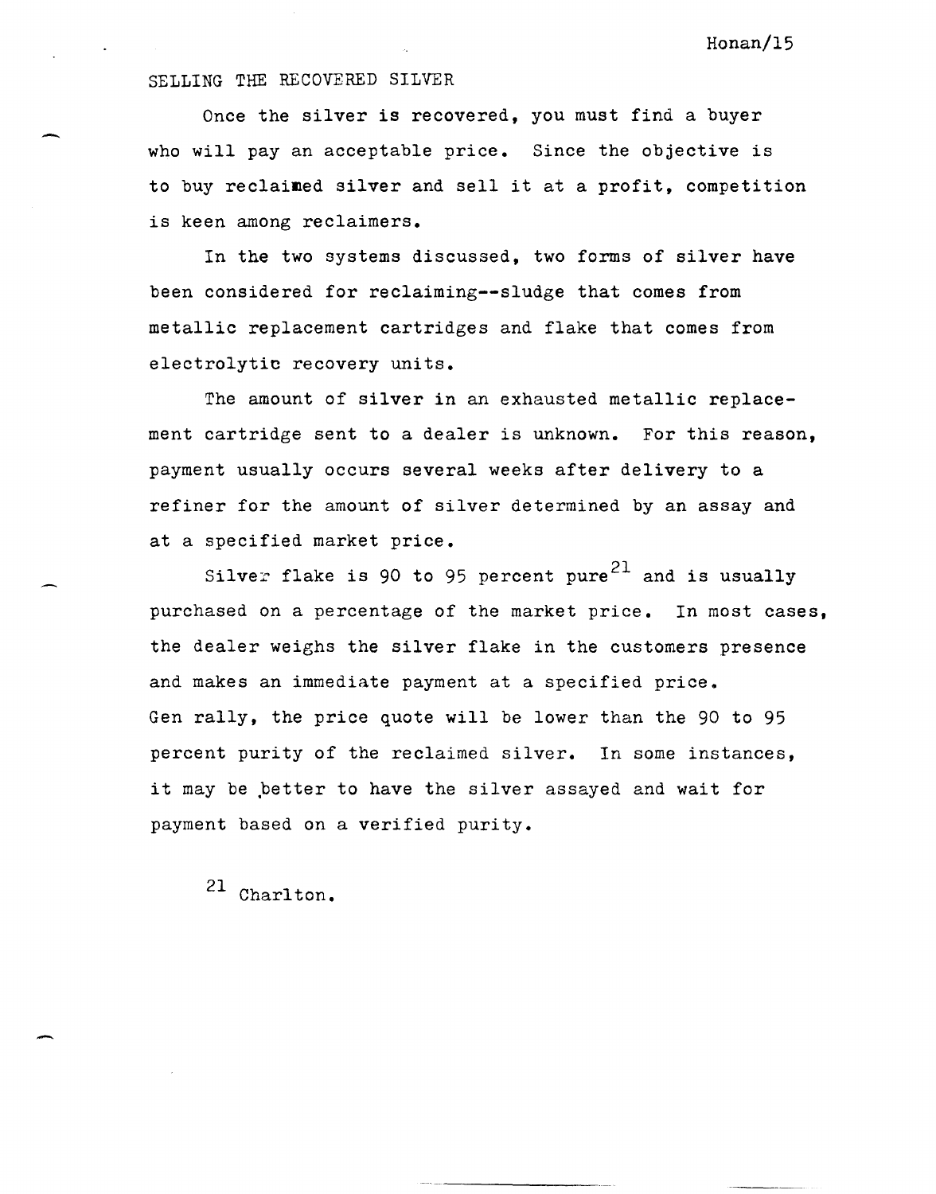## SELLING THE RECOVERED SILVER

Once the silver is recovered, you must find a buyer who will pay an acceptable price. Since the objective is to buy reclaimed silver and sell it at a profit, competition is keen among reclaimers.

In the two systems discussed, two forms of silver have been considered for reclaiming--sludge that comes from metallic replacement cartridges and flake that comes from electrolytic recovery units.

The amount of silver in an exhausted metallic replacement cartridge sent to a dealer is unknown. For this reason, payment usually occurs several weeks after delivery to a refiner for the amount of silver determined by an assay and at a specified market price.

Silver flake is 90 to 95 percent pure[21] and is usually purchased on a percentage of the market price. In most cases, the dealer weighs the silver flake in the customers presence and makes an immediate payment at a specified price. Gen rally, the price quote will be lower than the 90 to 95 percent purity of the reclaimed silver. In some instances, it may be better to have the silver assayed and wait for payment based on a verified purity.

[21] Charlton.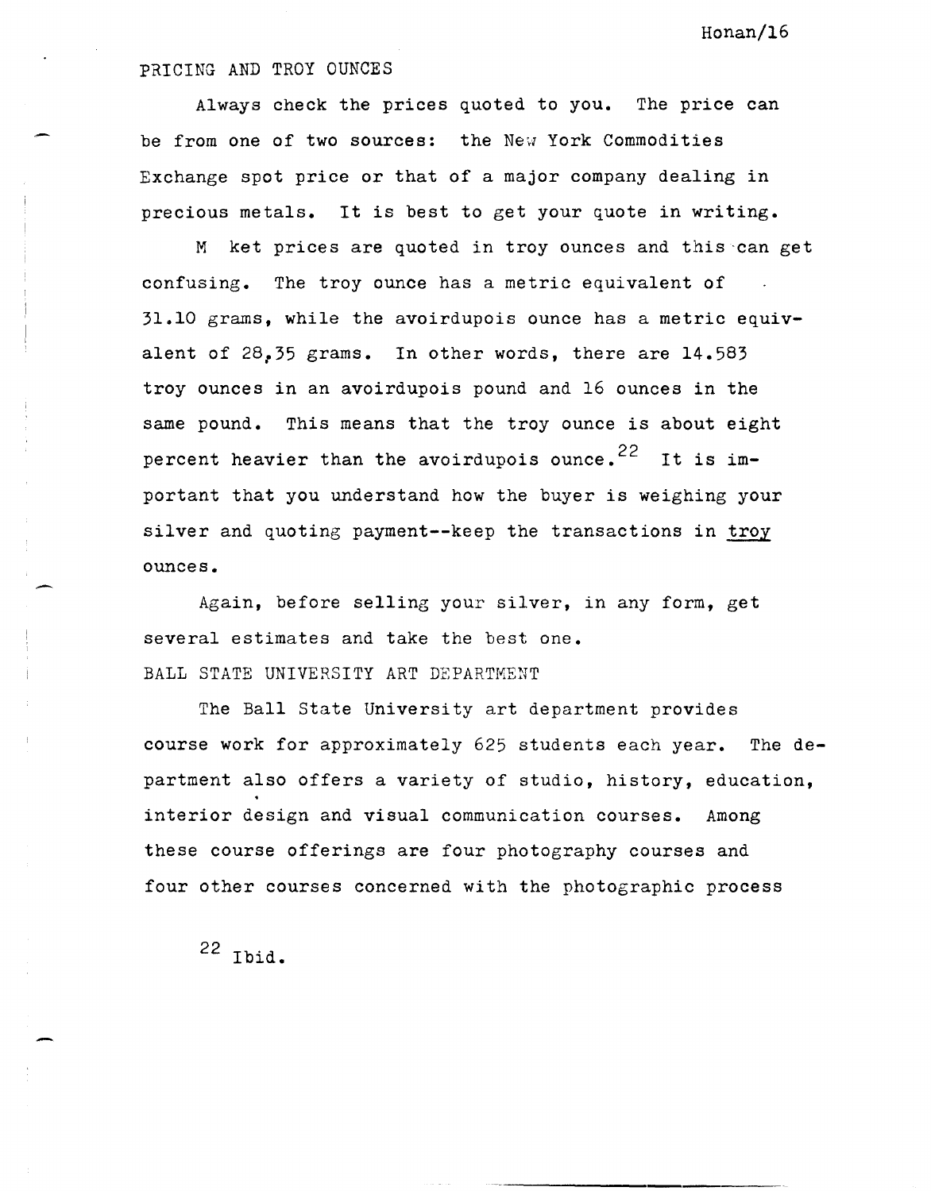## PRICING AND TROY OUNCES

Always check the prices quoted to you. The price can be from one of two sources: the New York Commodities Exchange spot price or that of a major company dealing in precious metals. It is best to get your quote in writing.

M ket prices are quoted in troy ounces and this can get confusing. The troy ounce has a metric equivalent of 31.10 grams, while the avoirdupois ounce has a metric equivalent of 28,35 grams. In other words, there are 14.583 troy ounces in an avoirdupois pound and 16 ounces in the same pound. This means that the troy ounce is about eight percent heavier than the avoirdupois ounce.[22] It is important that you understand how the buyer is weighing your silver and quoting payment--keep the transactions in troy ounces.

Again, before selling your silver, in any form, get several estimates and take the best one.

## BALL STATE UNIVERSITY ART DEPARTMENT

The Ball State University art department provides course work for approximately 625 students each year. The department also offers a variety of studio, history, education, interior design and visual communication courses. Among these course offerings are four photography courses and four other courses concerned with the photographic process

[22] Ibid.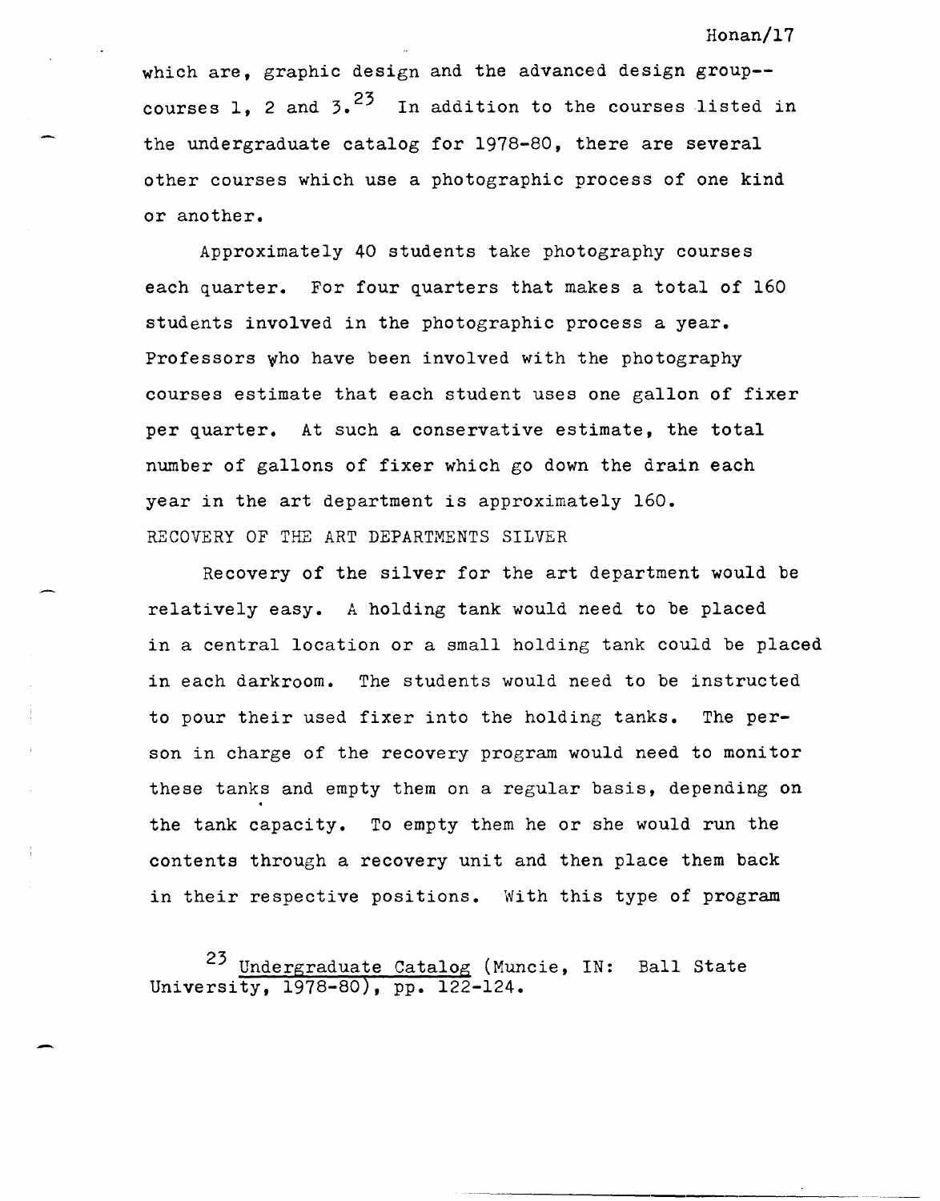which are, graphic design and the advanced design group--courses 1, 2 and 3.[23] In addition to the courses listed in the undergraduate catalog for 1978-80, there are several other courses which use a photographic process of one kind or another.

Approximately 40 students take photography courses each quarter. For four quarters that makes a total of 160 students involved in the photographic process a year. Professors who have been involved with the photography courses estimate that each student uses one gallon of fixer per quarter. At such a conservative estimate, the total number of gallons of fixer which go down the drain each year in the art department is approximately 160.

RECOVERY OF THE ART DEPARTMENTS SILVER

Recovery of the silver for the art department would be relatively easy. A holding tank would need to be placed in a central location or a small holding tank could be placed in each darkroom. The students would need to be instructed to pour their used fixer into the holding tanks. The person in charge of the recovery program would need to monitor these tanks and empty them on a regular basis, depending on the tank capacity. To empty them he or she would run the contents through a recovery unit and then place them back in their respective positions. With this type of program

[23] Undergraduate Catalog (Muncie, IN: Ball State University, 1978-80), pp. 122-124.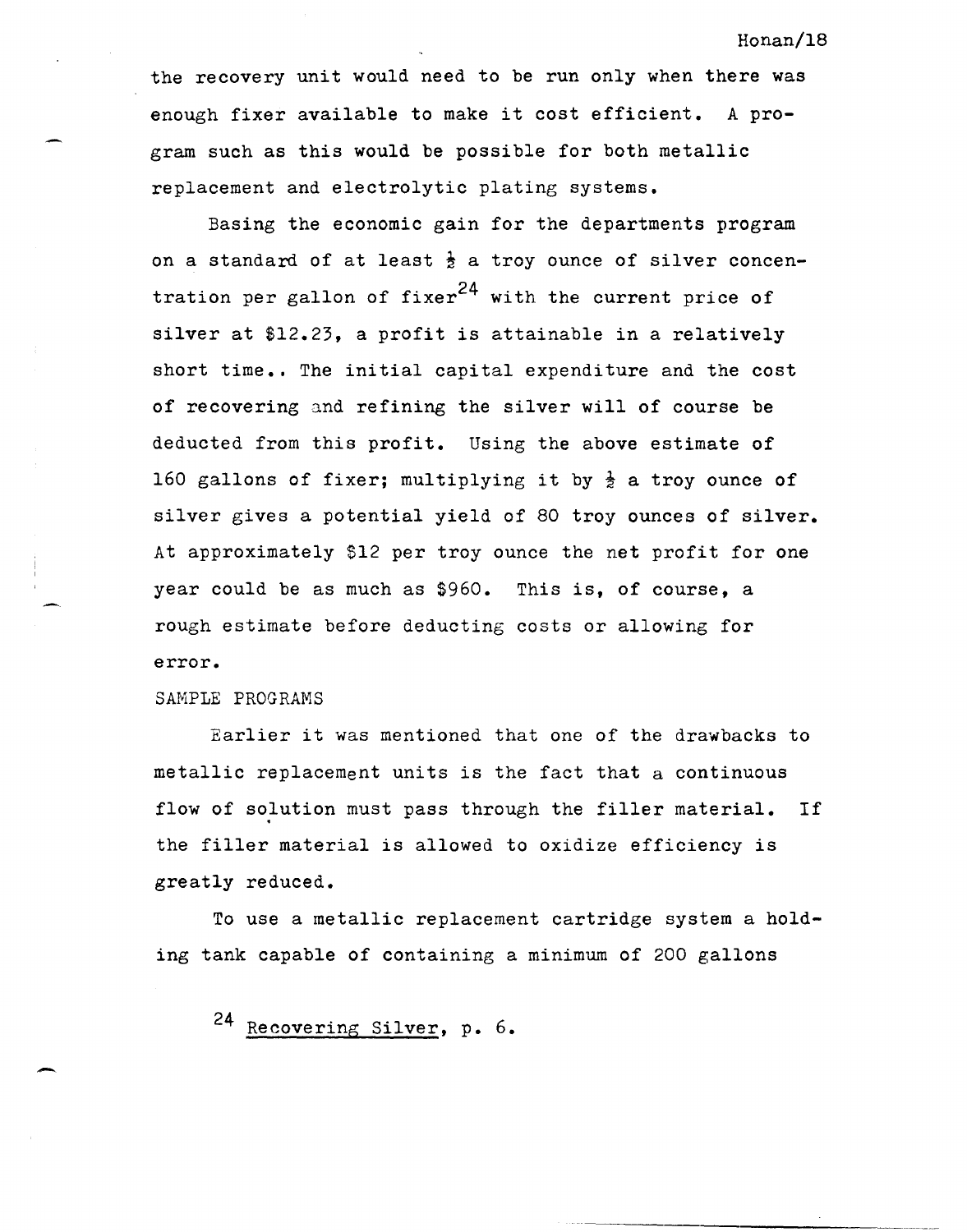the recovery unit would need to be run only when there was enough fixer available to make it cost efficient. A program such as this would be possible for both metallic replacement and electrolytic plating systems.

Basing the economic gain for the departments program on a standard of at least ½ a troy ounce of silver concentration per gallon of fixer[24] with the current price of silver at $12.23, a profit is attainable in a relatively short time.. The initial capital expenditure and the cost of recovering and refining the silver will of course be deducted from this profit. Using the above estimate of 160 gallons of fixer; multiplying it by ½ a troy ounce of silver gives a potential yield of 80 troy ounces of silver. At approximately $12 per troy ounce the net profit for one year could be as much as $960. This is, of course, a rough estimate before deducting costs or allowing for error.

SAMPLE PROGRAMS

Earlier it was mentioned that one of the drawbacks to metallic replacement units is the fact that a continuous flow of solution must pass through the filler material. If the filler material is allowed to oxidize efficiency is greatly reduced.

To use a metallic replacement cartridge system a holding tank capable of containing a minimum of 200 gallons

[24] Recovering Silver, p. 6.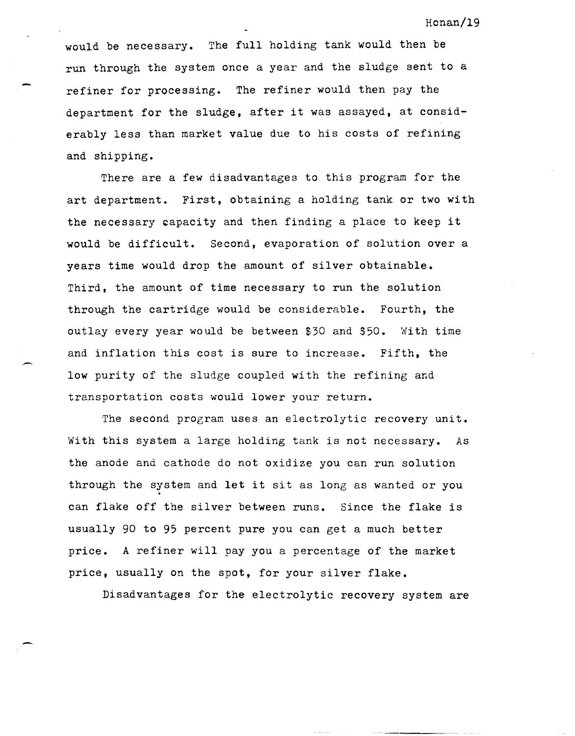would be necessary. The full holding tank would then be run through the system once a year and the sludge sent to a refiner for processing. The refiner would then pay the department for the sludge, after it was assayed, at considerably less than market value due to his costs of refining and shipping.

There are a few disadvantages to this program for the art department. First, obtaining a holding tank or two with the necessary capacity and then finding a place to keep it would be difficult. Second, evaporation of solution over a years time would drop the amount of silver obtainable. Third, the amount of time necessary to run the solution through the cartridge would be considerable. Fourth, the outlay every year would be between $30 and $50. With time and inflation this cost is sure to increase. Fifth, the low purity of the sludge coupled with the refining and transportation costs would lower your return.

The second program uses an electrolytic recovery unit. With this system a large holding tank is not necessary. As the anode and cathode do not oxidize you can run solution through the system and let it sit as long as wanted or you can flake off the silver between runs. Since the flake is usually 90 to 95 percent pure you can get a much better price. A refiner will pay you a percentage of the market price, usually on the spot, for your silver flake.

Disadvantages for the electrolytic recovery system are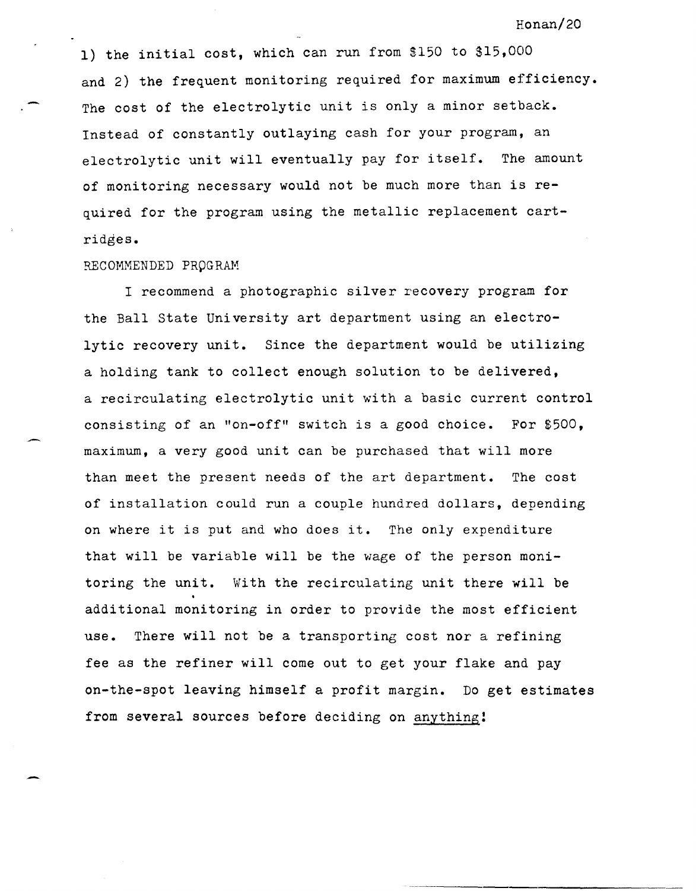1) the initial cost, which can run from $150 to $15,000 and 2) the frequent monitoring required for maximum efficiency. The cost of the electrolytic unit is only a minor setback. Instead of constantly outlaying cash for your program, an electrolytic unit will eventually pay for itself. The amount of monitoring necessary would not be much more than is required for the program using the metallic replacement cartridges.

RECOMMENDED PROGRAM

I recommend a photographic silver recovery program for the Ball State University art department using an electrolytic recovery unit. Since the department would be utilizing a holding tank to collect enough solution to be delivered, a recirculating electrolytic unit with a basic current control consisting of an "on-off" switch is a good choice. For $500, maximum, a very good unit can be purchased that will more than meet the present needs of the art department. The cost of installation could run a couple hundred dollars, depending on where it is put and who does it. The only expenditure that will be variable will be the wage of the person monitoring the unit. With the recirculating unit there will be additional monitoring in order to provide the most efficient use. There will not be a transporting cost nor a refining fee as the refiner will come out to get your flake and pay on-the-spot leaving himself a profit margin. Do get estimates from several sources before deciding on <u>anything</u>!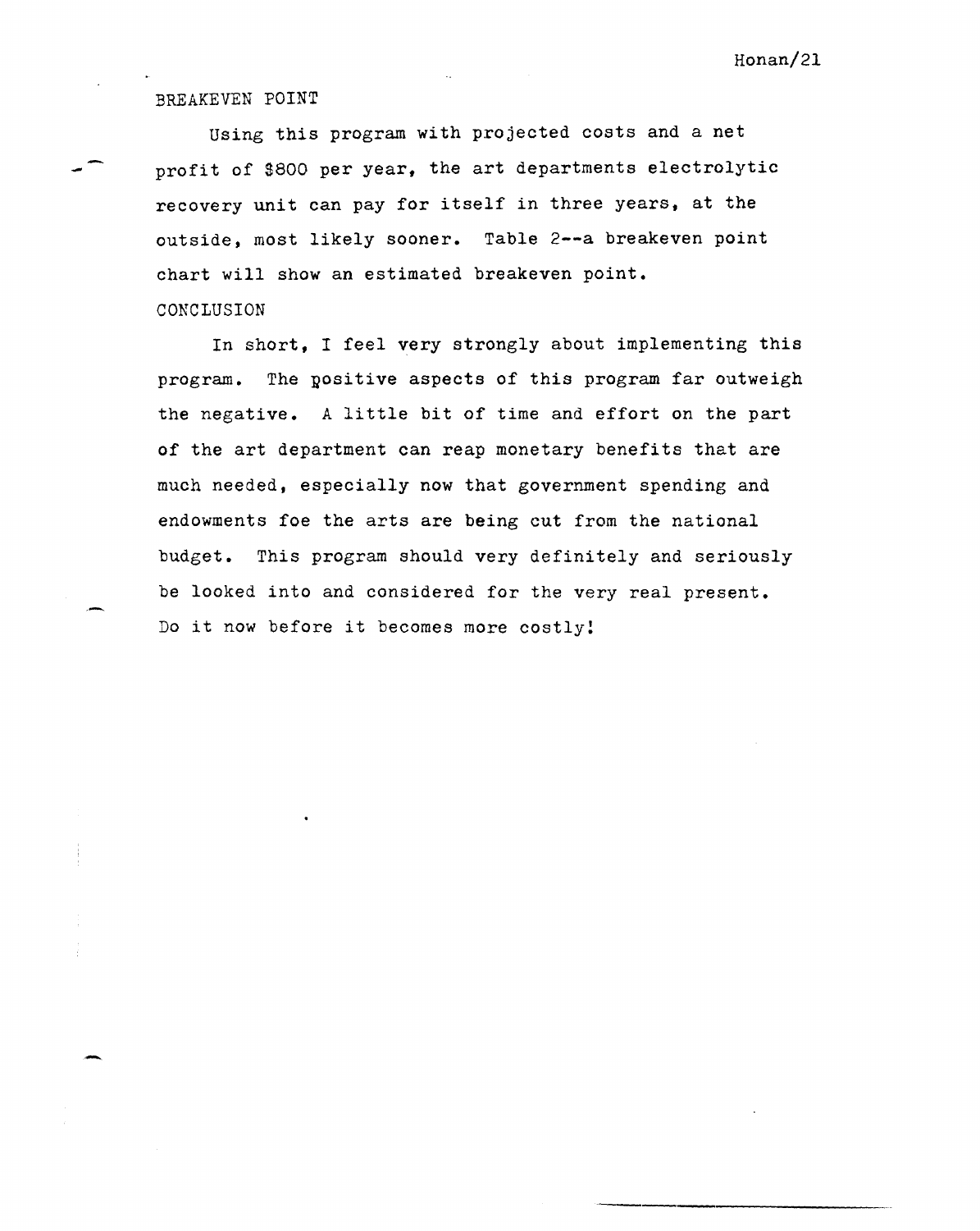## BREAKEVEN POINT

Using this program with projected costs and a net profit of $800 per year, the art departments electrolytic recovery unit can pay for itself in three years, at the outside, most likely sooner. Table 2--a breakeven point chart will show an estimated breakeven point.

## CONCLUSION

In short, I feel very strongly about implementing this program. The positive aspects of this program far outweigh the negative. A little bit of time and effort on the part of the art department can reap monetary benefits that are much needed, especially now that government spending and endowments foe the arts are being cut from the national budget. This program should very definitely and seriously be looked into and considered for the very real present. Do it now before it becomes more costly!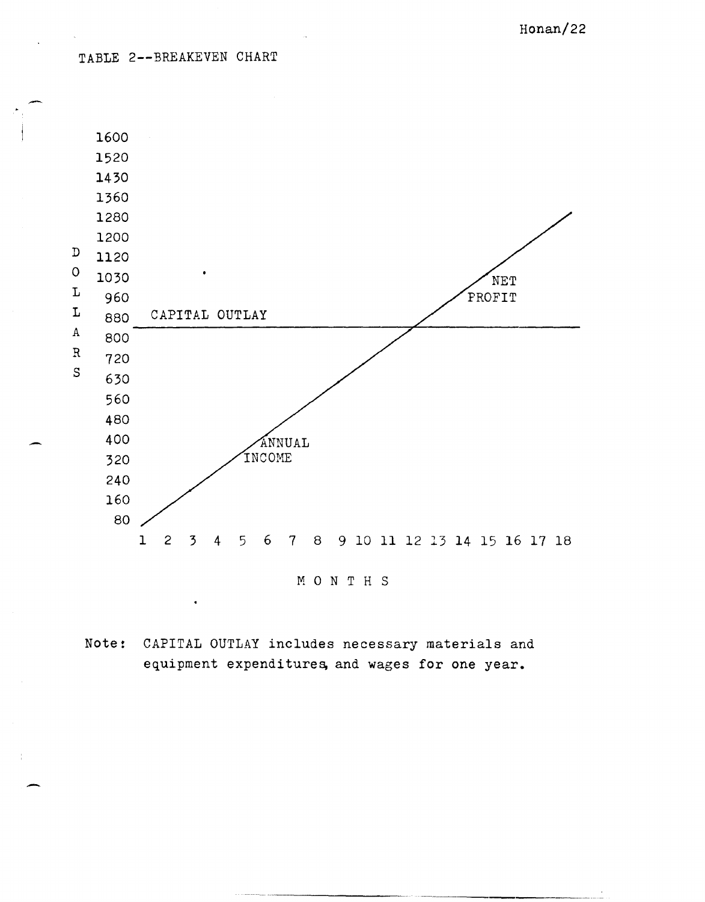TABLE 2--BREAKEVEN CHART

DOLLARS

1600
1520
1430
1360
1280
1200
1120
1030
960
880 CAPITAL OUTLAY
800
720
630
560
480
400
320
240
160
80

ANNUAL INCOME

NET PROFIT

1 2 3 4 5 6 7 8 9 10 11 12 13 14 15 16 17 18

MONTHS

Note: CAPITAL OUTLAY includes necessary materials and equipment expenditures, and wages for one year.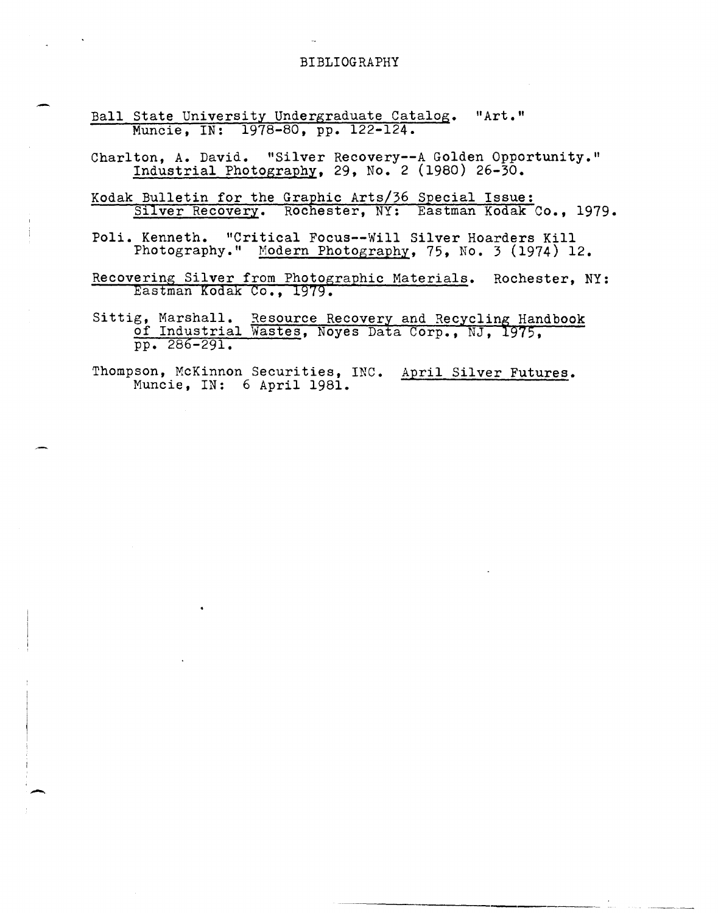# BIBLIOGRAPHY

Ball State University Undergraduate Catalog. "Art." Muncie, IN: 1978-80, pp. 122-124.

Charlton, A. David. "Silver Recovery--A Golden Opportunity." Industrial Photography, 29, No. 2 (1980) 26-30.

Kodak Bulletin for the Graphic Arts/36 Special Issue: Silver Recovery. Rochester, NY: Eastman Kodak Co., 1979.

Poli. Kenneth. "Critical Focus--Will Silver Hoarders Kill Photography." Modern Photography, 75, No. 3 (1974) 12.

Recovering Silver from Photographic Materials. Rochester, NY: Eastman Kodak Co., 1979.

Sittig, Marshall. Resource Recovery and Recycling Handbook of Industrial Wastes, Noyes Data Corp., NJ, 1975, pp. 286-291.

Thompson, McKinnon Securities, INC. April Silver Futures. Muncie, IN: 6 April 1981.